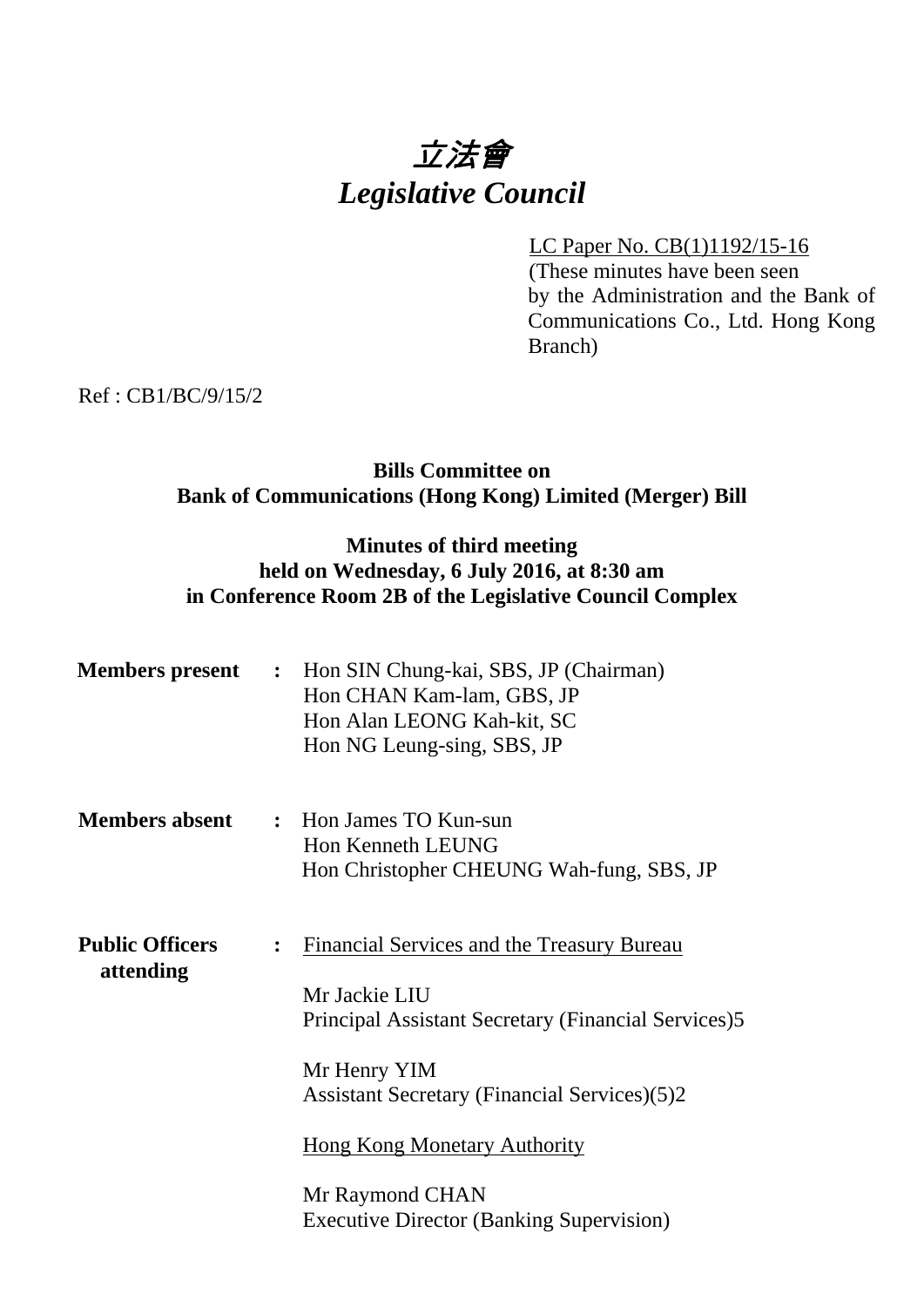# *立法會*
# *Legislative Council*

LC Paper No. CB(1)1192/15-16
(These minutes have been seen by the Administration and the Bank of Communications Co., Ltd. Hong Kong Branch)

Ref : CB1/BC/9/15/2

**Bills Committee on**
**Bank of Communications (Hong Kong) Limited (Merger) Bill**

**Minutes of third meeting**
**held on Wednesday, 6 July 2016, at 8:30 am**
**in Conference Room 2B of the Legislative Council Complex**

**Members present** : Hon SIN Chung-kai, SBS, JP (Chairman)
Hon CHAN Kam-lam, GBS, JP
Hon Alan LEONG Kah-kit, SC
Hon NG Leung-sing, SBS, JP

**Members absent** : Hon James TO Kun-sun
Hon Kenneth LEUNG
Hon Christopher CHEUNG Wah-fung, SBS, JP

**Public Officers attending** : Financial Services and the Treasury Bureau

Mr Jackie LIU
Principal Assistant Secretary (Financial Services)5

Mr Henry YIM
Assistant Secretary (Financial Services)(5)2

Hong Kong Monetary Authority

Mr Raymond CHAN
Executive Director (Banking Supervision)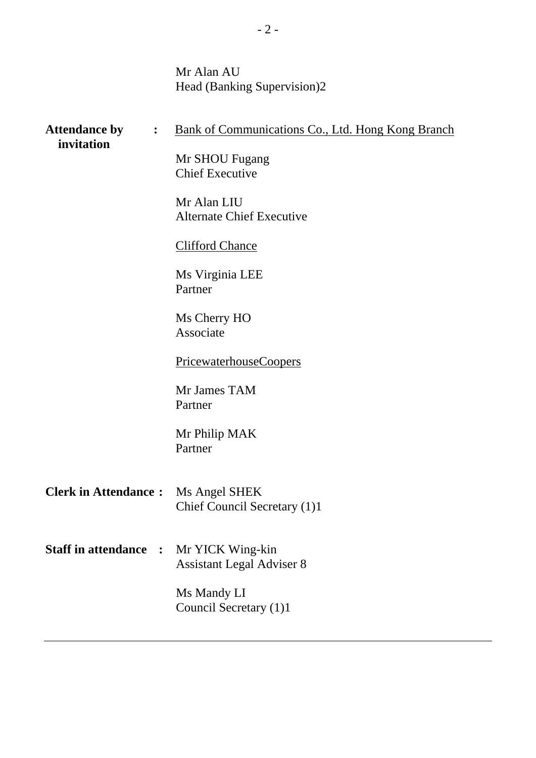Mr Alan AU
Head (Banking Supervision)2

**Attendance by invitation :** 

Bank of Communications Co., Ltd. Hong Kong Branch

Mr SHOU Fugang
Chief Executive

Mr Alan LIU
Alternate Chief Executive

Clifford Chance

Ms Virginia LEE
Partner

Ms Cherry HO
Associate

PricewaterhouseCoopers

Mr James TAM
Partner

Mr Philip MAK
Partner

**Clerk in Attendance :** Ms Angel SHEK
Chief Council Secretary (1)1

**Staff in attendance :** Mr YICK Wing-kin
Assistant Legal Adviser 8

Ms Mandy LI
Council Secretary (1)1

---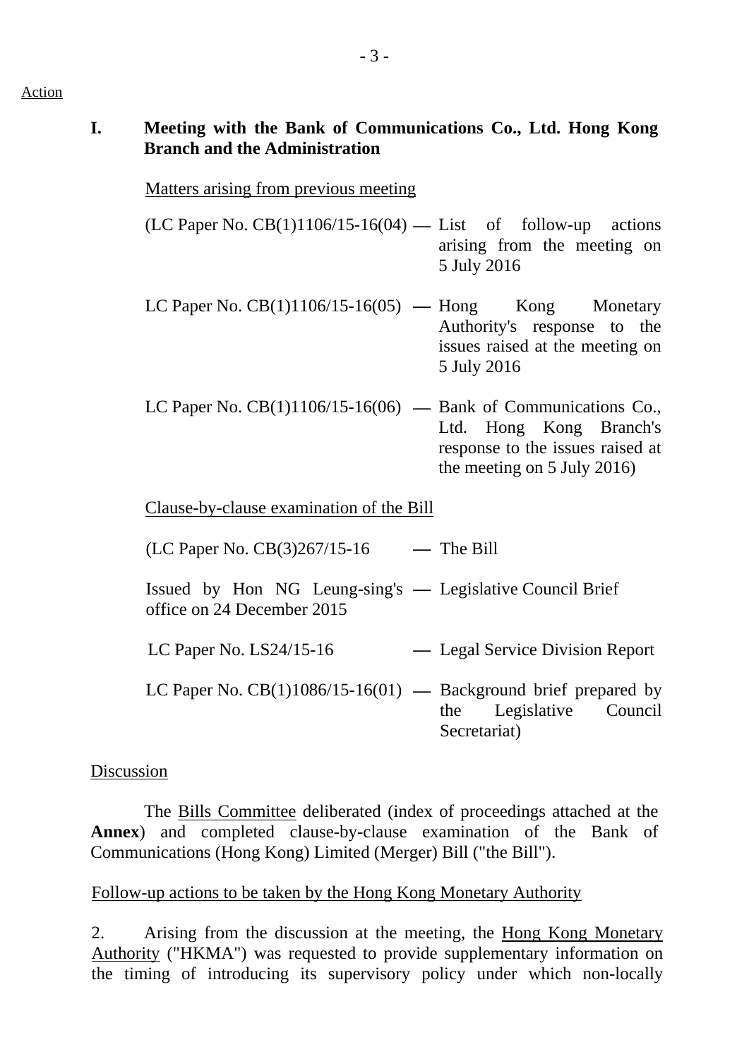Action

## I. Meeting with the Bank of Communications Co., Ltd. Hong Kong Branch and the Administration

Matters arising from previous meeting

(LC Paper No. CB(1)1106/15-16(04) — List of follow-up actions arising from the meeting on 5 July 2016

LC Paper No. CB(1)1106/15-16(05) — Hong Kong Monetary Authority's response to the issues raised at the meeting on 5 July 2016

LC Paper No. CB(1)1106/15-16(06) — Bank of Communications Co., Ltd. Hong Kong Branch's response to the issues raised at the meeting on 5 July 2016)

Clause-by-clause examination of the Bill

(LC Paper No. CB(3)267/15-16 — The Bill

Issued by Hon NG Leung-sing's office on 24 December 2015 — Legislative Council Brief

LC Paper No. LS24/15-16 — Legal Service Division Report

LC Paper No. CB(1)1086/15-16(01) — Background brief prepared by the Legislative Council Secretariat)

Discussion

The Bills Committee deliberated (index of proceedings attached at the **Annex**) and completed clause-by-clause examination of the Bank of Communications (Hong Kong) Limited (Merger) Bill ("the Bill").

Follow-up actions to be taken by the Hong Kong Monetary Authority

2. Arising from the discussion at the meeting, the Hong Kong Monetary Authority ("HKMA") was requested to provide supplementary information on the timing of introducing its supervisory policy under which non-locally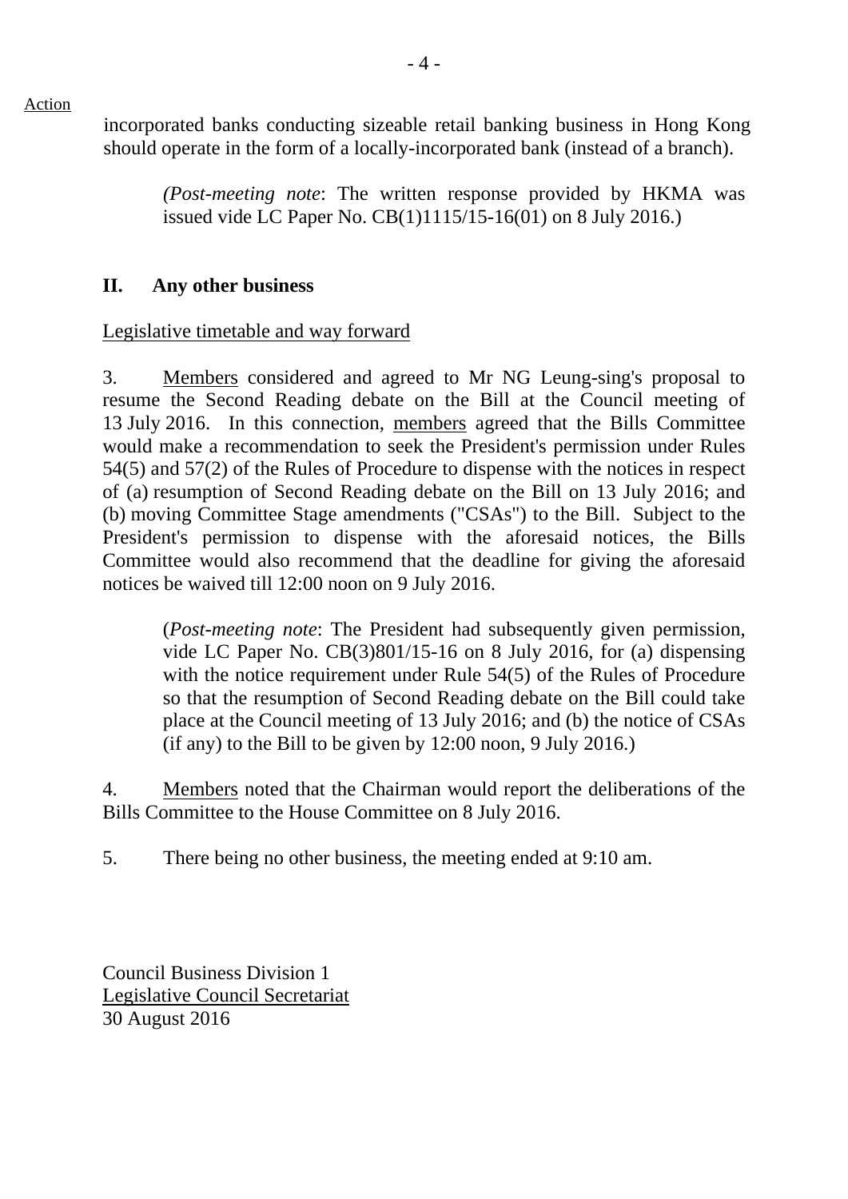Action

incorporated banks conducting sizeable retail banking business in Hong Kong should operate in the form of a locally-incorporated bank (instead of a branch).

> (*Post-meeting note*: The written response provided by HKMA was issued vide LC Paper No. CB(1)1115/15-16(01) on 8 July 2016.)

## II. Any other business

Legislative timetable and way forward

3. Members considered and agreed to Mr NG Leung-sing's proposal to resume the Second Reading debate on the Bill at the Council meeting of 13 July 2016. In this connection, members agreed that the Bills Committee would make a recommendation to seek the President's permission under Rules 54(5) and 57(2) of the Rules of Procedure to dispense with the notices in respect of (a) resumption of Second Reading debate on the Bill on 13 July 2016; and (b) moving Committee Stage amendments ("CSAs") to the Bill. Subject to the President's permission to dispense with the aforesaid notices, the Bills Committee would also recommend that the deadline for giving the aforesaid notices be waived till 12:00 noon on 9 July 2016.

> (*Post-meeting note*: The President had subsequently given permission, vide LC Paper No. CB(3)801/15-16 on 8 July 2016, for (a) dispensing with the notice requirement under Rule 54(5) of the Rules of Procedure so that the resumption of Second Reading debate on the Bill could take place at the Council meeting of 13 July 2016; and (b) the notice of CSAs (if any) to the Bill to be given by 12:00 noon, 9 July 2016.)

4. Members noted that the Chairman would report the deliberations of the Bills Committee to the House Committee on 8 July 2016.

5. There being no other business, the meeting ended at 9:10 am.

Council Business Division 1
Legislative Council Secretariat
30 August 2016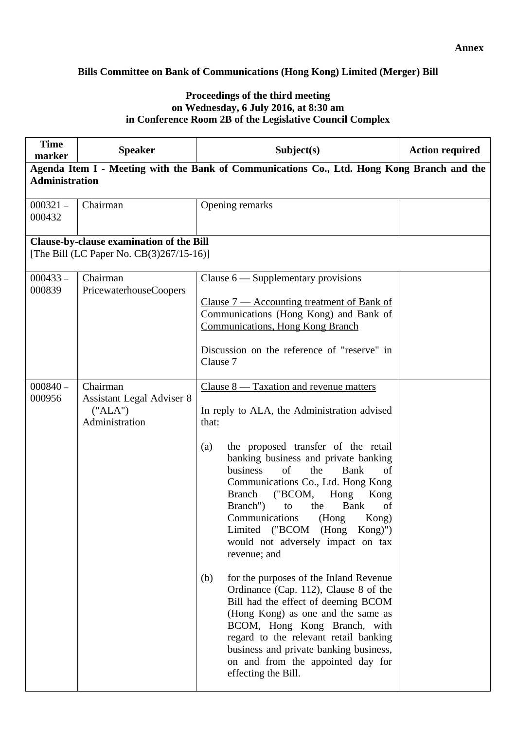**Annex**

## Bills Committee on Bank of Communications (Hong Kong) Limited (Merger) Bill

### Proceedings of the third meeting on Wednesday, 6 July 2016, at 8:30 am in Conference Room 2B of the Legislative Council Complex

| Time marker | Speaker | Subject(s) | Action required |
|---|---|---|---|
| **Agenda Item I - Meeting with the Bank of Communications Co., Ltd. Hong Kong Branch and the Administration** | | | |
| 000321 – 000432 | Chairman | Opening remarks | |
| **Clause-by-clause examination of the Bill**<br>[The Bill (LC Paper No. CB(3)267/15-16)] | | | |
| 000433 – 000839 | Chairman<br>PricewaterhouseCoopers | Clause 6 — Supplementary provisions<br><br>Clause 7 — Accounting treatment of Bank of Communications (Hong Kong) and Bank of Communications, Hong Kong Branch<br><br>Discussion on the reference of "reserve" in Clause 7 | |
| 000840 – 000956 | Chairman<br>Assistant Legal Adviser 8 ("ALA")<br>Administration | Clause 8 — Taxation and revenue matters<br><br>In reply to ALA, the Administration advised that:<br><br>(a) the proposed transfer of the retail banking business and private banking business of the Bank of Communications Co., Ltd. Hong Kong Branch ("BCOM, Hong Kong Branch") to the Bank of Communications (Hong Kong) Limited ("BCOM (Hong Kong)") would not adversely impact on tax revenue; and<br><br>(b) for the purposes of the Inland Revenue Ordinance (Cap. 112), Clause 8 of the Bill had the effect of deeming BCOM (Hong Kong) as one and the same as BCOM, Hong Kong Branch, with regard to the relevant retail banking business and private banking business, on and from the appointed day for effecting the Bill. | |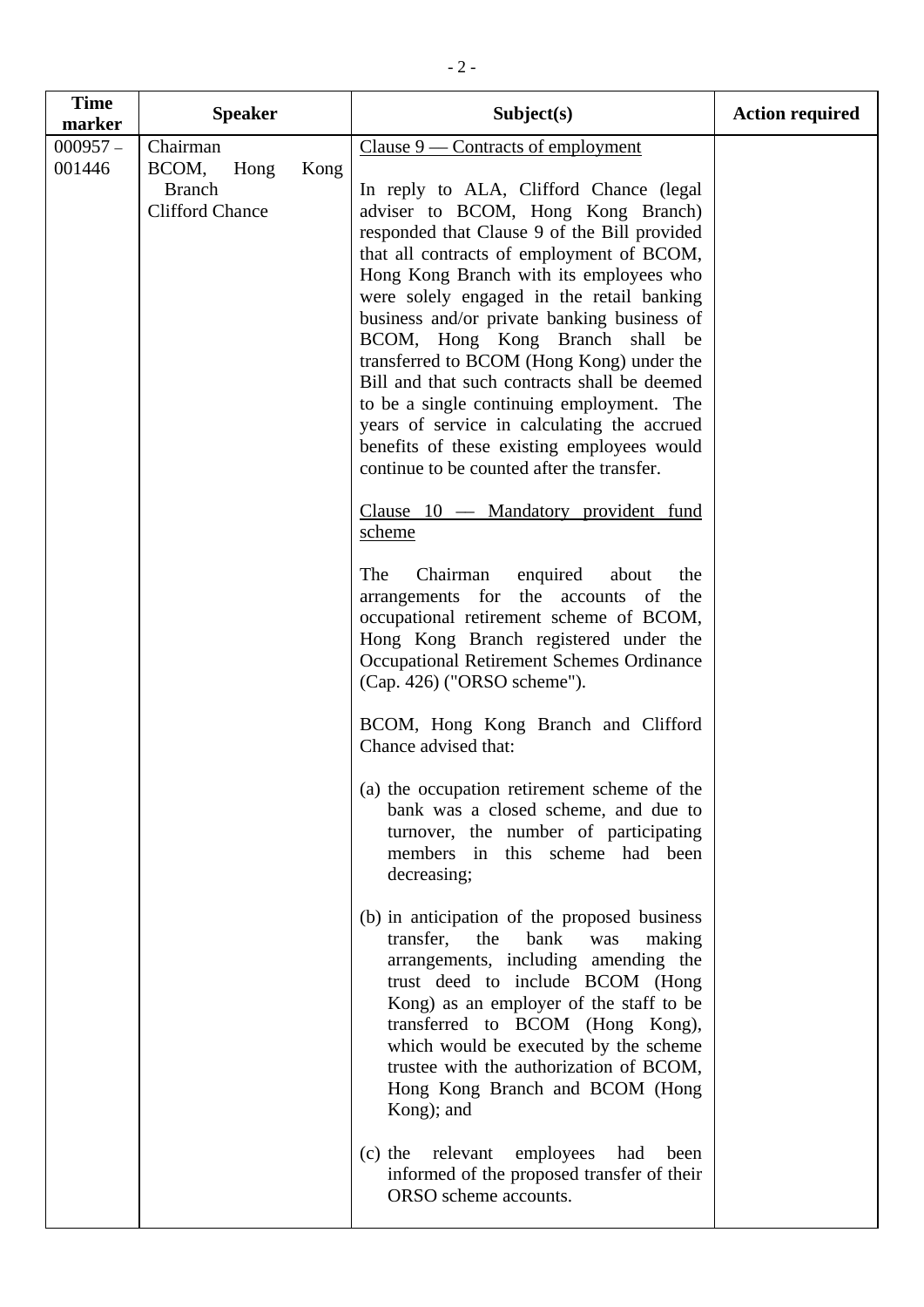| Time marker | Speaker | Subject(s) | Action required |
|---|---|---|---|
| 000957 – 001446 | Chairman<br>BCOM, Hong Kong Branch<br>Clifford Chance | Clause 9 — Contracts of employment<br><br>In reply to ALA, Clifford Chance (legal adviser to BCOM, Hong Kong Branch) responded that Clause 9 of the Bill provided that all contracts of employment of BCOM, Hong Kong Branch with its employees who were solely engaged in the retail banking business and/or private banking business of BCOM, Hong Kong Branch shall be transferred to BCOM (Hong Kong) under the Bill and that such contracts shall be deemed to be a single continuing employment. The years of service in calculating the accrued benefits of these existing employees would continue to be counted after the transfer.<br><br>Clause 10 — Mandatory provident fund scheme<br><br>The Chairman enquired about the arrangements for the accounts of the occupational retirement scheme of BCOM, Hong Kong Branch registered under the Occupational Retirement Schemes Ordinance (Cap. 426) ("ORSO scheme").<br><br>BCOM, Hong Kong Branch and Clifford Chance advised that:<br><br>(a) the occupation retirement scheme of the bank was a closed scheme, and due to turnover, the number of participating members in this scheme had been decreasing;<br><br>(b) in anticipation of the proposed business transfer, the bank was making arrangements, including amending the trust deed to include BCOM (Hong Kong) as an employer of the staff to be transferred to BCOM (Hong Kong), which would be executed by the scheme trustee with the authorization of BCOM, Hong Kong Branch and BCOM (Hong Kong); and<br><br>(c) the relevant employees had been informed of the proposed transfer of their ORSO scheme accounts. | |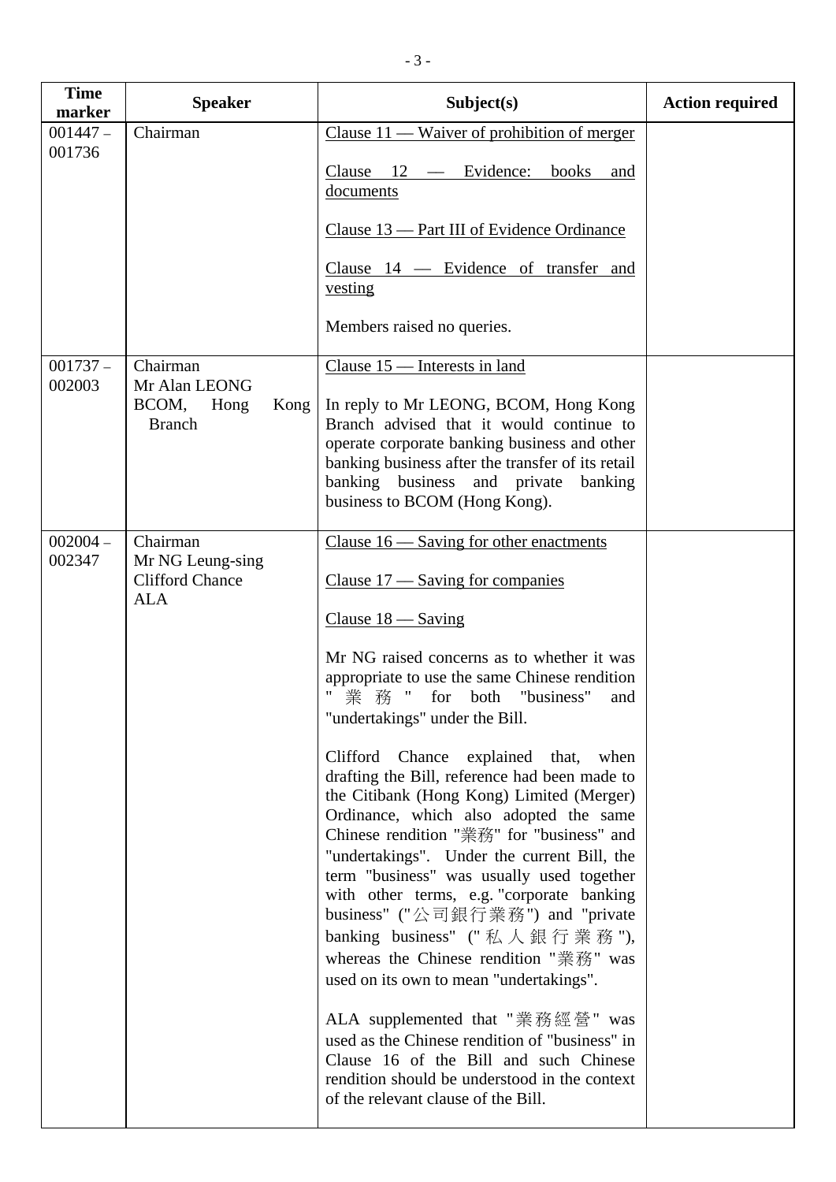| Time marker | Speaker | Subject(s) | Action required |
|---|---|---|---|
| 001447 – 001736 | Chairman | Clause 11 — Waiver of prohibition of merger<br><br>Clause 12 — Evidence: books and documents<br><br>Clause 13 — Part III of Evidence Ordinance<br><br>Clause 14 — Evidence of transfer and vesting<br><br>Members raised no queries. | |
| 001737 – 002003 | Chairman<br>Mr Alan LEONG<br>BCOM, Hong Kong Branch | Clause 15 — Interests in land<br><br>In reply to Mr LEONG, BCOM, Hong Kong Branch advised that it would continue to operate corporate banking business and other banking business after the transfer of its retail banking business and private banking business to BCOM (Hong Kong). | |
| 002004 – 002347 | Chairman<br>Mr NG Leung-sing<br>Clifford Chance<br>ALA | Clause 16 — Saving for other enactments<br><br>Clause 17 — Saving for companies<br><br>Clause 18 — Saving<br><br>Mr NG raised concerns as to whether it was appropriate to use the same Chinese rendition "業務" for both "business" and "undertakings" under the Bill.<br><br>Clifford Chance explained that, when drafting the Bill, reference had been made to the Citibank (Hong Kong) Limited (Merger) Ordinance, which also adopted the same Chinese rendition "業務" for "business" and "undertakings". Under the current Bill, the term "business" was usually used together with other terms, e.g. "corporate banking business" ("公司銀行業務") and "private banking business" ("私人銀行業務"), whereas the Chinese rendition "業務" was used on its own to mean "undertakings".<br><br>ALA supplemented that "業務經營" was used as the Chinese rendition of "business" in Clause 16 of the Bill and such Chinese rendition should be understood in the context of the relevant clause of the Bill. | |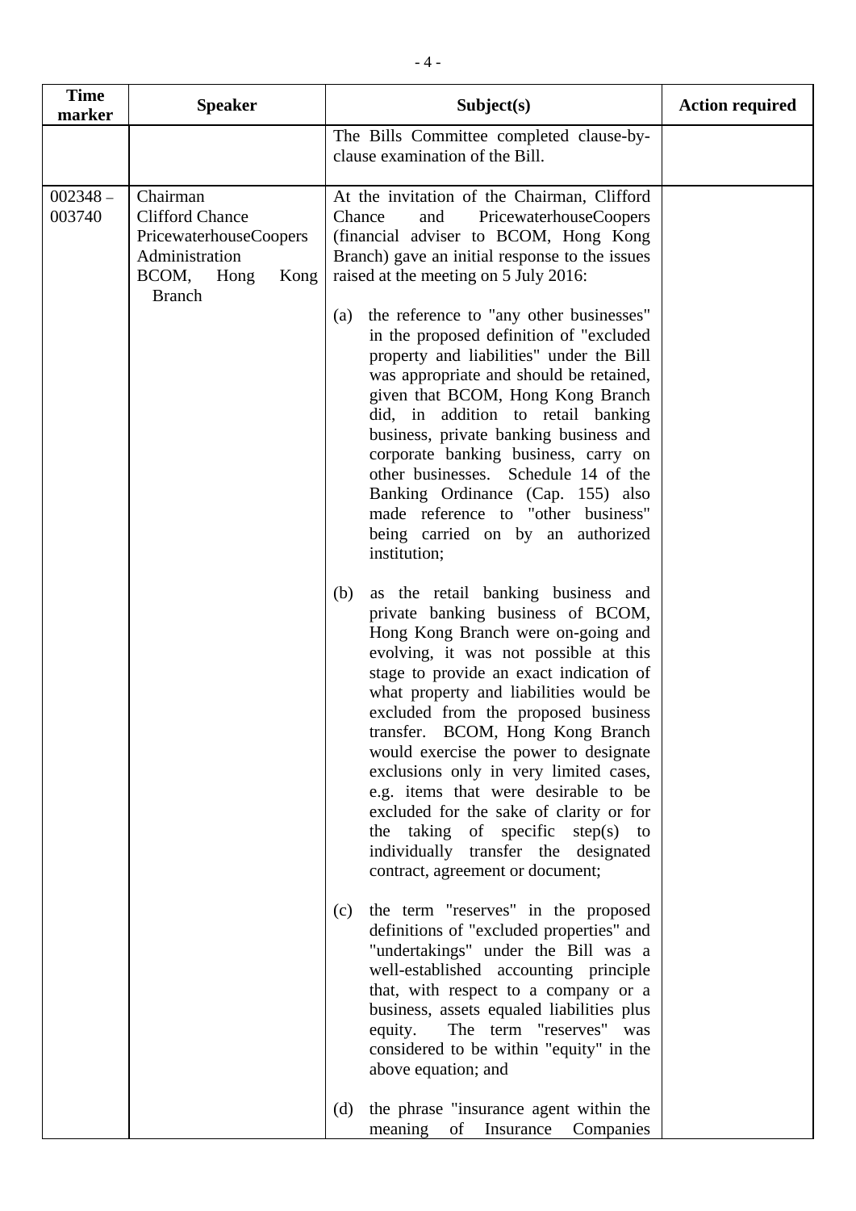| Time marker | Speaker | Subject(s) | Action required |
|---|---|---|---|
| | | The Bills Committee completed clause-by-clause examination of the Bill. | |
| 002348 – 003740 | Chairman<br>Clifford Chance<br>PricewaterhouseCoopers<br>Administration<br>BCOM, Hong Kong Branch | At the invitation of the Chairman, Clifford Chance and PricewaterhouseCoopers (financial adviser to BCOM, Hong Kong Branch) gave an initial response to the issues raised at the meeting on 5 July 2016:<br><br>(a) the reference to "any other businesses" in the proposed definition of "excluded property and liabilities" under the Bill was appropriate and should be retained, given that BCOM, Hong Kong Branch did, in addition to retail banking business, private banking business and corporate banking business, carry on other businesses. Schedule 14 of the Banking Ordinance (Cap. 155) also made reference to "other business" being carried on by an authorized institution;<br><br>(b) as the retail banking business and private banking business of BCOM, Hong Kong Branch were on-going and evolving, it was not possible at this stage to provide an exact indication of what property and liabilities would be excluded from the proposed business transfer. BCOM, Hong Kong Branch would exercise the power to designate exclusions only in very limited cases, e.g. items that were desirable to be excluded for the sake of clarity or for the taking of specific step(s) to individually transfer the designated contract, agreement or document;<br><br>(c) the term "reserves" in the proposed definitions of "excluded properties" and "undertakings" under the Bill was a well-established accounting principle that, with respect to a company or a business, assets equaled liabilities plus equity. The term "reserves" was considered to be within "equity" in the above equation; and<br><br>(d) the phrase "insurance agent within the meaning of Insurance Companies | |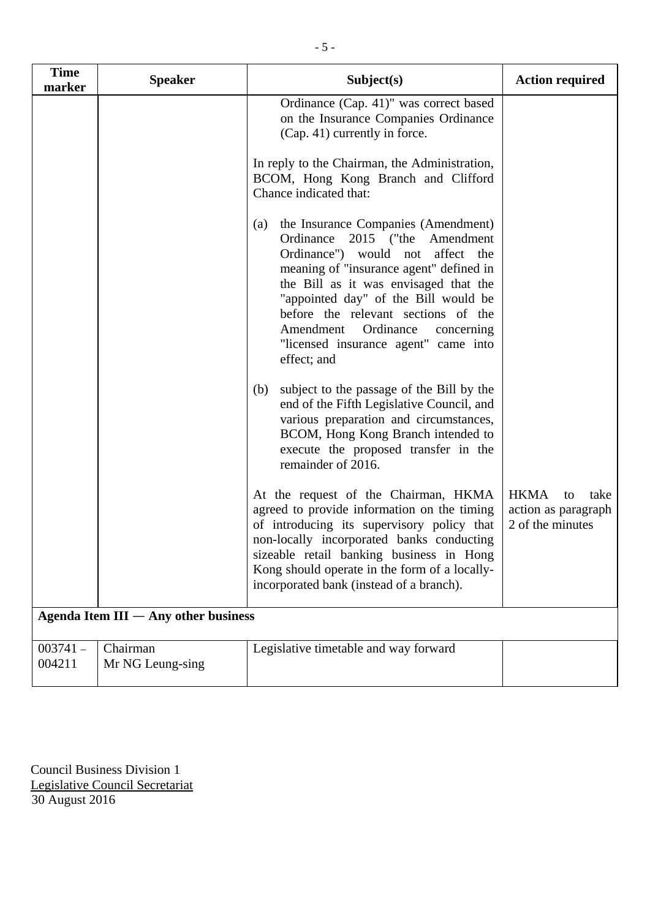| Time marker | Speaker | Subject(s) | Action required |
|---|---|---|---|
| | | Ordinance (Cap. 41)" was correct based on the Insurance Companies Ordinance (Cap. 41) currently in force.<br><br>In reply to the Chairman, the Administration, BCOM, Hong Kong Branch and Clifford Chance indicated that:<br><br>(a) the Insurance Companies (Amendment) Ordinance 2015 ("the Amendment Ordinance") would not affect the meaning of "insurance agent" defined in the Bill as it was envisaged that the "appointed day" of the Bill would be before the relevant sections of the Amendment Ordinance concerning "licensed insurance agent" came into effect; and<br><br>(b) subject to the passage of the Bill by the end of the Fifth Legislative Council, and various preparation and circumstances, BCOM, Hong Kong Branch intended to execute the proposed transfer in the remainder of 2016. | |
| | | At the request of the Chairman, HKMA agreed to provide information on the timing of introducing its supervisory policy that non-locally incorporated banks conducting sizeable retail banking business in Hong Kong should operate in the form of a locally-incorporated bank (instead of a branch). | HKMA to take action as paragraph 2 of the minutes |
| **Agenda Item III — Any other business** | | | |
| 003741 – 004211 | Chairman<br>Mr NG Leung-sing | Legislative timetable and way forward | |

Council Business Division 1
Legislative Council Secretariat
30 August 2016